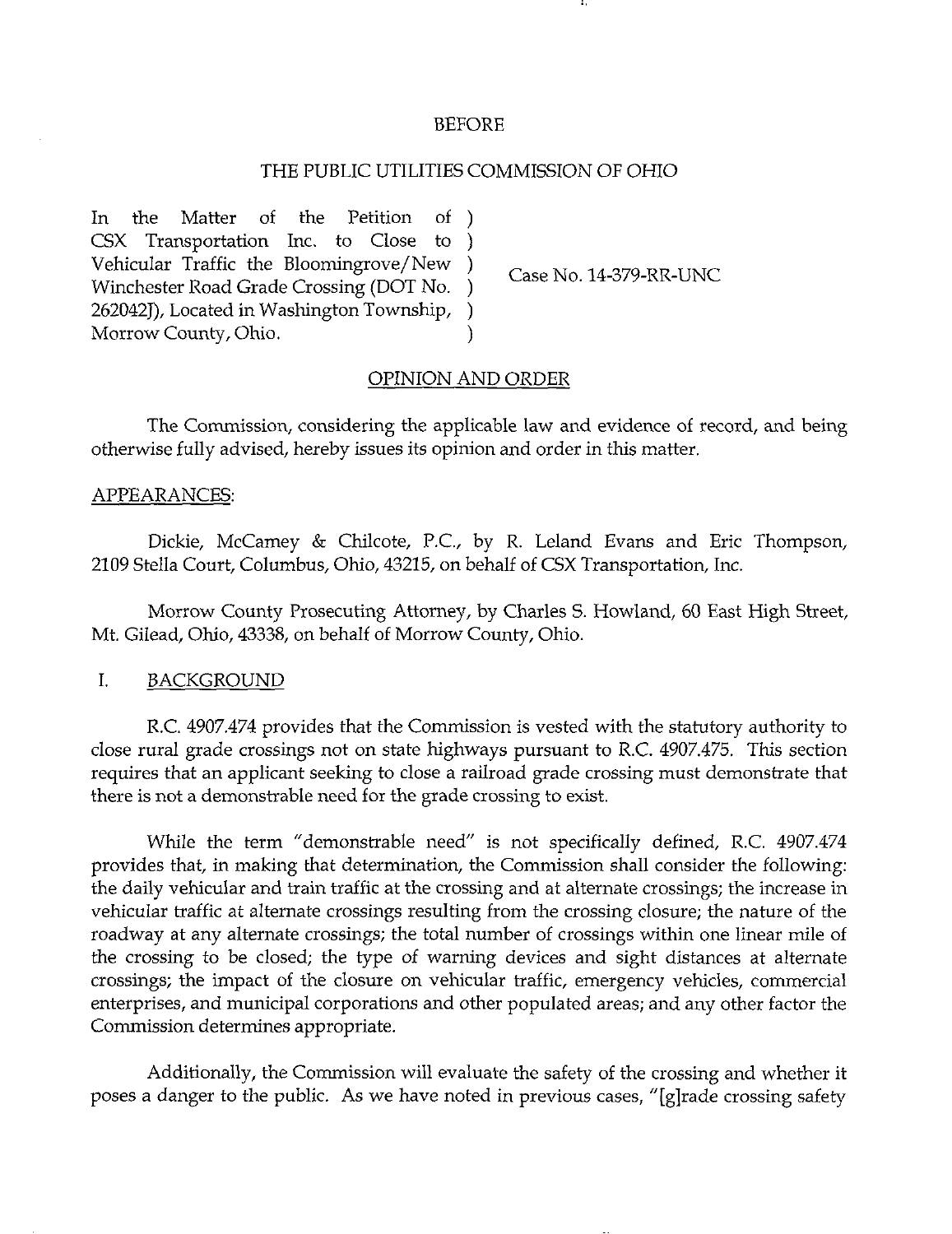BEFORE

THE PUBLIC UTILITIES COMMISSION OF OHIO

| | |
|---|---|
| In the Matter of the Petition of CSX Transportation Inc. to Close to Vehicular Traffic the Bloomingrove/New Winchester Road Grade Crossing (DOT No. 262042J), Located in Washington Township, Morrow County, Ohio. | Case No. 14-379-RR-UNC |

OPINION AND ORDER

The Commission, considering the applicable law and evidence of record, and being otherwise fully advised, hereby issues its opinion and order in this matter.

APPEARANCES:

Dickie, McCamey & Chilcote, P.C., by R. Leland Evans and Eric Thompson, 2109 Stella Court, Columbus, Ohio, 43215, on behalf of CSX Transportation, Inc.

Morrow County Prosecuting Attorney, by Charles S. Howland, 60 East High Street, Mt. Gilead, Ohio, 43338, on behalf of Morrow County, Ohio.

I. BACKGROUND

R.C. 4907.474 provides that the Commission is vested with the statutory authority to close rural grade crossings not on state highways pursuant to R.C. 4907.475. This section requires that an applicant seeking to close a railroad grade crossing must demonstrate that there is not a demonstrable need for the grade crossing to exist.

While the term "demonstrable need" is not specifically defined, R.C. 4907.474 provides that, in making that determination, the Commission shall consider the following: the daily vehicular and train traffic at the crossing and at alternate crossings; the increase in vehicular traffic at alternate crossings resulting from the crossing closure; the nature of the roadway at any alternate crossings; the total number of crossings within one linear mile of the crossing to be closed; the type of warning devices and sight distances at alternate crossings; the impact of the closure on vehicular traffic, emergency vehicles, commercial enterprises, and municipal corporations and other populated areas; and any other factor the Commission determines appropriate.

Additionally, the Commission will evaluate the safety of the crossing and whether it poses a danger to the public. As we have noted in previous cases, "[g]rade crossing safety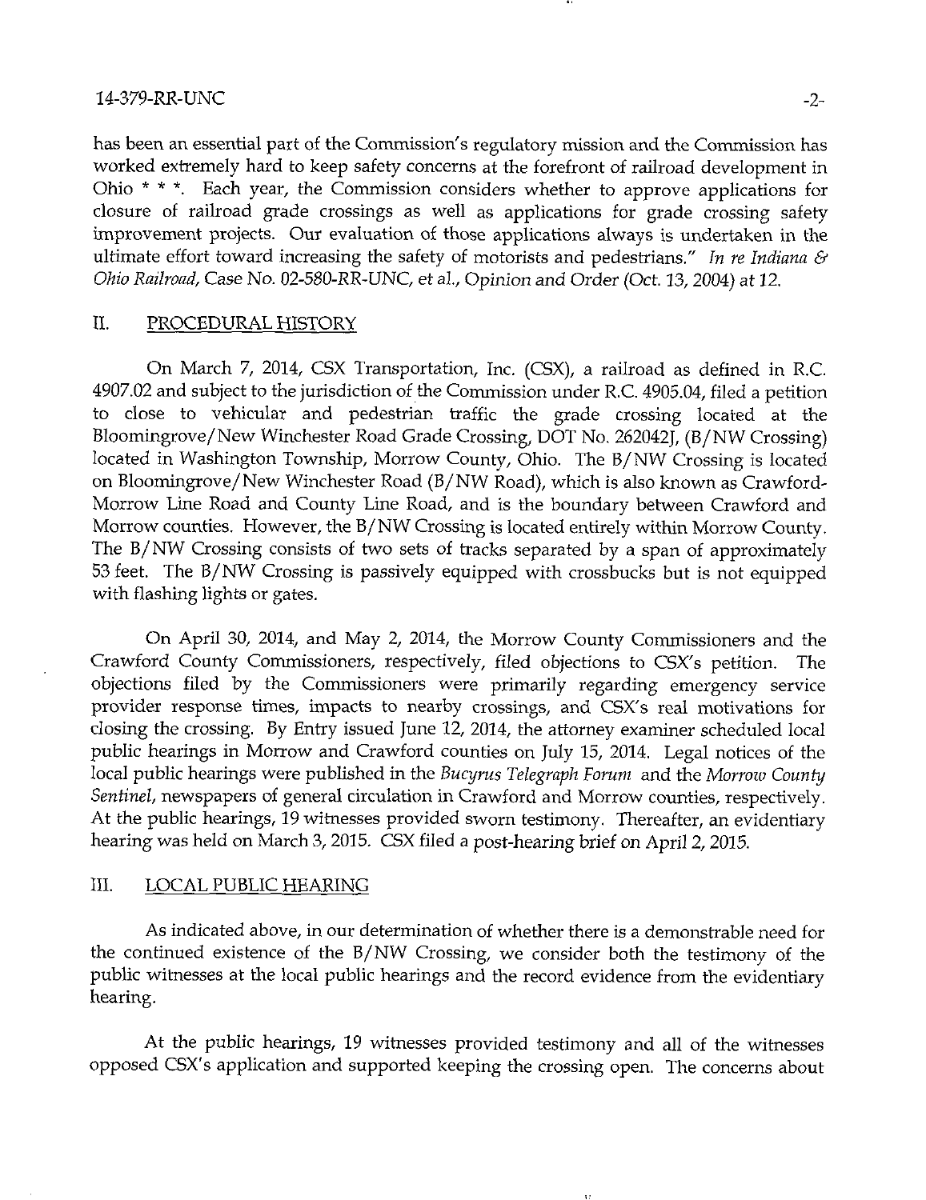has been an essential part of the Commission's regulatory mission and the Commission has worked extremely hard to keep safety concerns at the forefront of railroad development in Ohio * * *. Each year, the Commission considers whether to approve applications for closure of railroad grade crossings as well as applications for grade crossing safety improvement projects. Our evaluation of those applications always is undertaken in the ultimate effort toward increasing the safety of motorists and pedestrians." *In re Indiana & Ohio Railroad*, Case No. 02-580-RR-UNC, et al., Opinion and Order (Oct. 13, 2004) at 12.

## II. PROCEDURAL HISTORY

On March 7, 2014, CSX Transportation, Inc. (CSX), a railroad as defined in R.C. 4907.02 and subject to the jurisdiction of the Commission under R.C. 4905.04, filed a petition to close to vehicular and pedestrian traffic the grade crossing located at the Bloomingrove/New Winchester Road Grade Crossing, DOT No. 262042J, (B/NW Crossing) located in Washington Township, Morrow County, Ohio. The B/NW Crossing is located on Bloomingrove/New Winchester Road (B/NW Road), which is also known as Crawford-Morrow Line Road and County Line Road, and is the boundary between Crawford and Morrow counties. However, the B/NW Crossing is located entirely within Morrow County. The B/NW Crossing consists of two sets of tracks separated by a span of approximately 53 feet. The B/NW Crossing is passively equipped with crossbucks but is not equipped with flashing lights or gates.

On April 30, 2014, and May 2, 2014, the Morrow County Commissioners and the Crawford County Commissioners, respectively, filed objections to CSX's petition. The objections filed by the Commissioners were primarily regarding emergency service provider response times, impacts to nearby crossings, and CSX's real motivations for closing the crossing. By Entry issued June 12, 2014, the attorney examiner scheduled local public hearings in Morrow and Crawford counties on July 15, 2014. Legal notices of the local public hearings were published in the *Bucyrus Telegraph Forum* and the *Morrow County Sentinel*, newspapers of general circulation in Crawford and Morrow counties, respectively. At the public hearings, 19 witnesses provided sworn testimony. Thereafter, an evidentiary hearing was held on March 3, 2015. CSX filed a post-hearing brief on April 2, 2015.

## III. LOCAL PUBLIC HEARING

As indicated above, in our determination of whether there is a demonstrable need for the continued existence of the B/NW Crossing, we consider both the testimony of the public witnesses at the local public hearings and the record evidence from the evidentiary hearing.

At the public hearings, 19 witnesses provided testimony and all of the witnesses opposed CSX's application and supported keeping the crossing open. The concerns about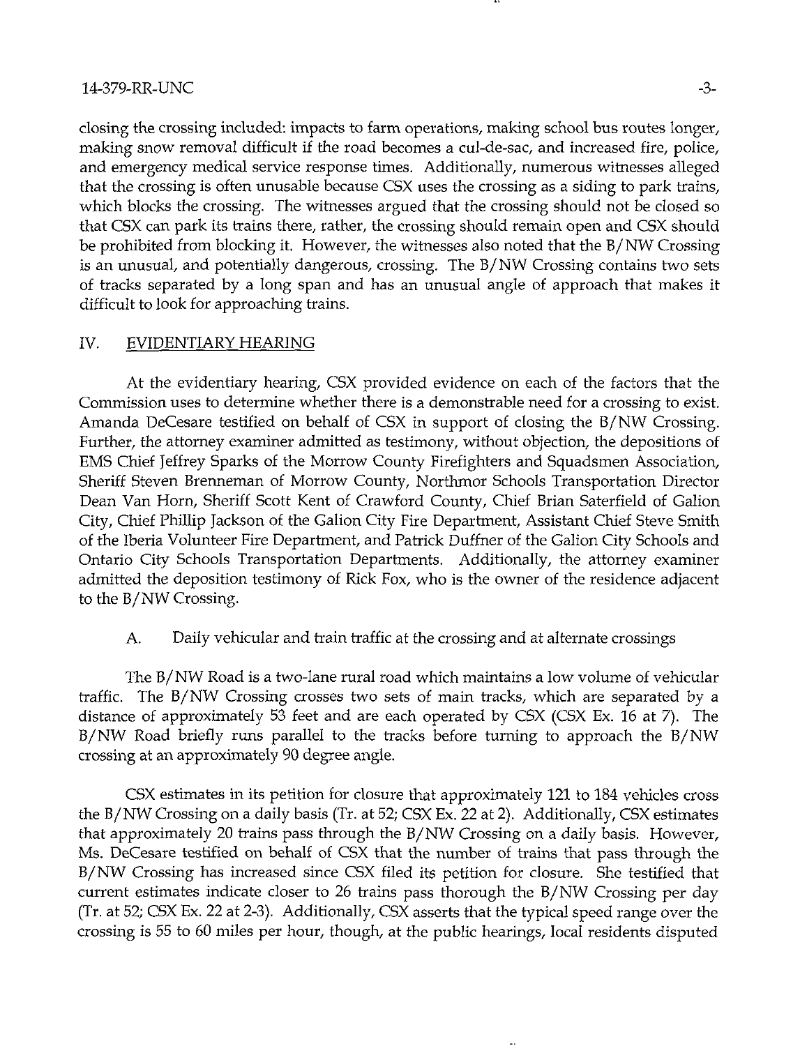closing the crossing included: impacts to farm operations, making school bus routes longer, making snow removal difficult if the road becomes a cul-de-sac, and increased fire, police, and emergency medical service response times. Additionally, numerous witnesses alleged that the crossing is often unusable because CSX uses the crossing as a siding to park trains, which blocks the crossing. The witnesses argued that the crossing should not be closed so that CSX can park its trains there, rather, the crossing should remain open and CSX should be prohibited from blocking it. However, the witnesses also noted that the B/NW Crossing is an unusual, and potentially dangerous, crossing. The B/NW Crossing contains two sets of tracks separated by a long span and has an unusual angle of approach that makes it difficult to look for approaching trains.

## IV. EVIDENTIARY HEARING

At the evidentiary hearing, CSX provided evidence on each of the factors that the Commission uses to determine whether there is a demonstrable need for a crossing to exist. Amanda DeCesare testified on behalf of CSX in support of closing the B/NW Crossing. Further, the attorney examiner admitted as testimony, without objection, the depositions of EMS Chief Jeffrey Sparks of the Morrow County Firefighters and Squadsmen Association, Sheriff Steven Brenneman of Morrow County, Northmor Schools Transportation Director Dean Van Horn, Sheriff Scott Kent of Crawford County, Chief Brian Saterfield of Galion City, Chief Phillip Jackson of the Galion City Fire Department, Assistant Chief Steve Smith of the Iberia Volunteer Fire Department, and Patrick Duffner of the Galion City Schools and Ontario City Schools Transportation Departments. Additionally, the attorney examiner admitted the deposition testimony of Rick Fox, who is the owner of the residence adjacent to the B/NW Crossing.

### A. Daily vehicular and train traffic at the crossing and at alternate crossings

The B/NW Road is a two-lane rural road which maintains a low volume of vehicular traffic. The B/NW Crossing crosses two sets of main tracks, which are separated by a distance of approximately 53 feet and are each operated by CSX (CSX Ex. 16 at 7). The B/NW Road briefly runs parallel to the tracks before turning to approach the B/NW crossing at an approximately 90 degree angle.

CSX estimates in its petition for closure that approximately 121 to 184 vehicles cross the B/NW Crossing on a daily basis (Tr. at 52; CSX Ex. 22 at 2). Additionally, CSX estimates that approximately 20 trains pass through the B/NW Crossing on a daily basis. However, Ms. DeCesare testified on behalf of CSX that the number of trains that pass through the B/NW Crossing has increased since CSX filed its petition for closure. She testified that current estimates indicate closer to 26 trains pass thorough the B/NW Crossing per day (Tr. at 52; CSX Ex. 22 at 2-3). Additionally, CSX asserts that the typical speed range over the crossing is 55 to 60 miles per hour, though, at the public hearings, local residents disputed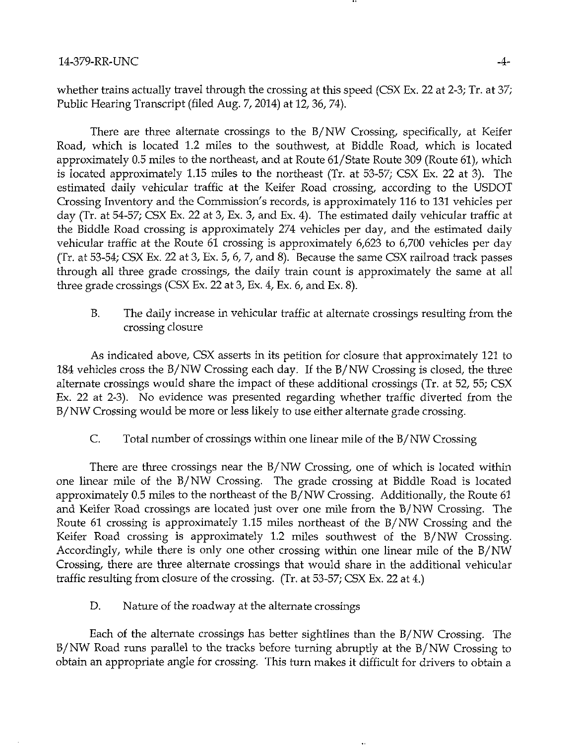whether trains actually travel through the crossing at this speed (CSX Ex. 22 at 2-3; Tr. at 37; Public Hearing Transcript (filed Aug. 7, 2014) at 12, 36, 74).

There are three alternate crossings to the B/NW Crossing, specifically, at Keifer Road, which is located 1.2 miles to the southwest, at Biddle Road, which is located approximately 0.5 miles to the northeast, and at Route 61/State Route 309 (Route 61), which is located approximately 1.15 miles to the northeast (Tr. at 53-57; CSX Ex. 22 at 3). The estimated daily vehicular traffic at the Keifer Road crossing, according to the USDOT Crossing Inventory and the Commission's records, is approximately 116 to 131 vehicles per day (Tr. at 54-57; CSX Ex. 22 at 3, Ex. 3, and Ex. 4). The estimated daily vehicular traffic at the Biddle Road crossing is approximately 274 vehicles per day, and the estimated daily vehicular traffic at the Route 61 crossing is approximately 6,623 to 6,700 vehicles per day (Tr. at 53-54; CSX Ex. 22 at 3, Ex. 5, 6, 7, and 8). Because the same CSX railroad track passes through all three grade crossings, the daily train count is approximately the same at all three grade crossings (CSX Ex. 22 at 3, Ex. 4, Ex. 6, and Ex. 8).

B. The daily increase in vehicular traffic at alternate crossings resulting from the crossing closure

As indicated above, CSX asserts in its petition for closure that approximately 121 to 184 vehicles cross the B/NW Crossing each day. If the B/NW Crossing is closed, the three alternate crossings would share the impact of these additional crossings (Tr. at 52, 55; CSX Ex. 22 at 2-3). No evidence was presented regarding whether traffic diverted from the B/NW Crossing would be more or less likely to use either alternate grade crossing.

C. Total number of crossings within one linear mile of the B/NW Crossing

There are three crossings near the B/NW Crossing, one of which is located within one linear mile of the B/NW Crossing. The grade crossing at Biddle Road is located approximately 0.5 miles to the northeast of the B/NW Crossing. Additionally, the Route 61 and Keifer Road crossings are located just over one mile from the B/NW Crossing. The Route 61 crossing is approximately 1.15 miles northeast of the B/NW Crossing and the Keifer Road crossing is approximately 1.2 miles southwest of the B/NW Crossing. Accordingly, while there is only one other crossing within one linear mile of the B/NW Crossing, there are three alternate crossings that would share in the additional vehicular traffic resulting from closure of the crossing. (Tr. at 53-57; CSX Ex. 22 at 4.)

D. Nature of the roadway at the alternate crossings

Each of the alternate crossings has better sightlines than the B/NW Crossing. The B/NW Road runs parallel to the tracks before turning abruptly at the B/NW Crossing to obtain an appropriate angle for crossing. This turn makes it difficult for drivers to obtain a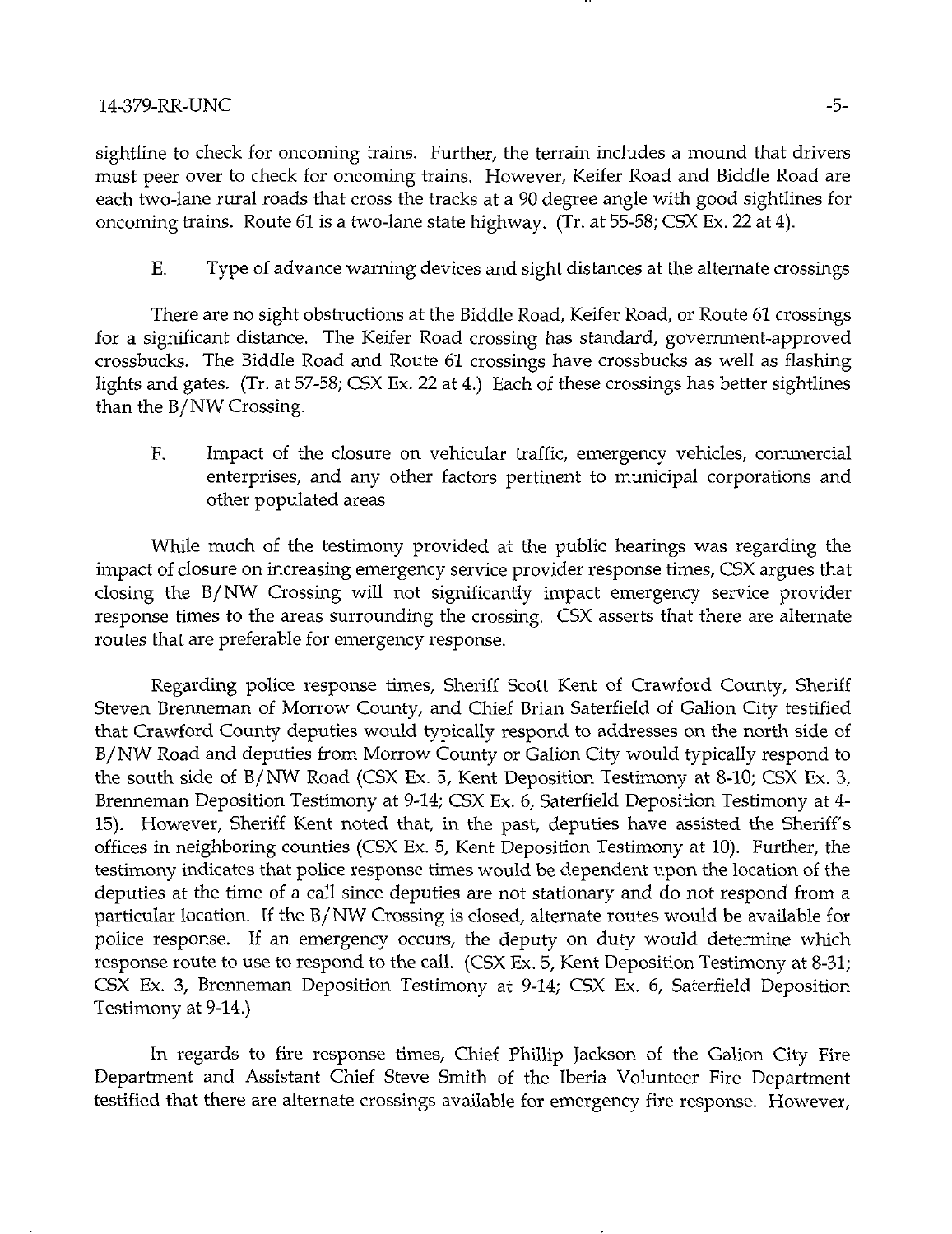sightline to check for oncoming trains. Further, the terrain includes a mound that drivers must peer over to check for oncoming trains. However, Keifer Road and Biddle Road are each two-lane rural roads that cross the tracks at a 90 degree angle with good sightlines for oncoming trains. Route 61 is a two-lane state highway. (Tr. at 55-58; CSX Ex. 22 at 4).

E. Type of advance warning devices and sight distances at the alternate crossings

There are no sight obstructions at the Biddle Road, Keifer Road, or Route 61 crossings for a significant distance. The Keifer Road crossing has standard, government-approved crossbucks. The Biddle Road and Route 61 crossings have crossbucks as well as flashing lights and gates. (Tr. at 57-58; CSX Ex. 22 at 4.) Each of these crossings has better sightlines than the B/NW Crossing.

F. Impact of the closure on vehicular traffic, emergency vehicles, commercial enterprises, and any other factors pertinent to municipal corporations and other populated areas

While much of the testimony provided at the public hearings was regarding the impact of closure on increasing emergency service provider response times, CSX argues that closing the B/NW Crossing will not significantly impact emergency service provider response times to the areas surrounding the crossing. CSX asserts that there are alternate routes that are preferable for emergency response.

Regarding police response times, Sheriff Scott Kent of Crawford County, Sheriff Steven Brenneman of Morrow County, and Chief Brian Saterfield of Galion City testified that Crawford County deputies would typically respond to addresses on the north side of B/NW Road and deputies from Morrow County or Galion City would typically respond to the south side of B/NW Road (CSX Ex. 5, Kent Deposition Testimony at 8-10; CSX Ex. 3, Brenneman Deposition Testimony at 9-14; CSX Ex. 6, Saterfield Deposition Testimony at 4-15). However, Sheriff Kent noted that, in the past, deputies have assisted the Sheriff's offices in neighboring counties (CSX Ex. 5, Kent Deposition Testimony at 10). Further, the testimony indicates that police response times would be dependent upon the location of the deputies at the time of a call since deputies are not stationary and do not respond from a particular location. If the B/NW Crossing is closed, alternate routes would be available for police response. If an emergency occurs, the deputy on duty would determine which response route to use to respond to the call. (CSX Ex. 5, Kent Deposition Testimony at 8-31; CSX Ex. 3, Brenneman Deposition Testimony at 9-14; CSX Ex. 6, Saterfield Deposition Testimony at 9-14.)

In regards to fire response times, Chief Phillip Jackson of the Galion City Fire Department and Assistant Chief Steve Smith of the Iberia Volunteer Fire Department testified that there are alternate crossings available for emergency fire response. However,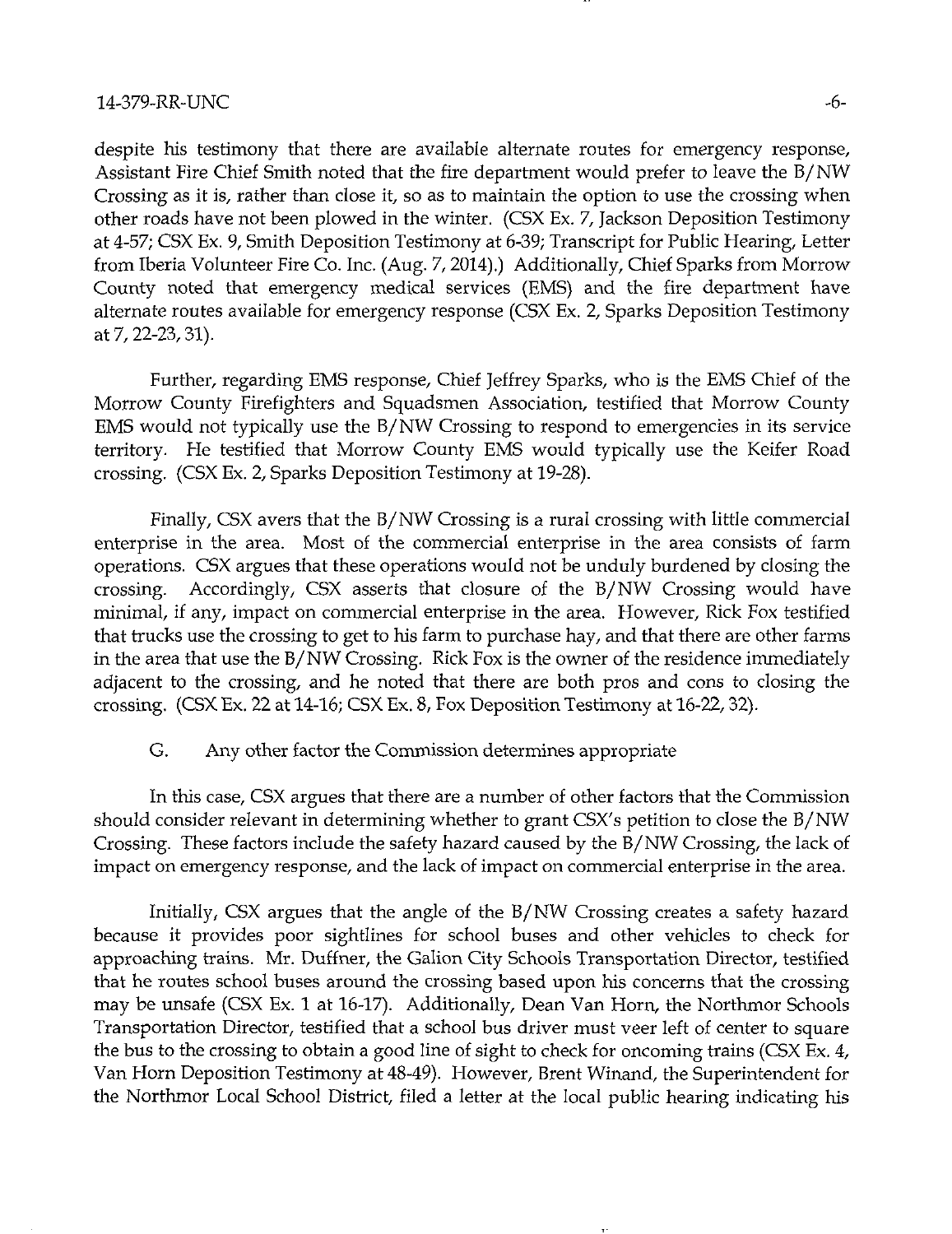despite his testimony that there are available alternate routes for emergency response, Assistant Fire Chief Smith noted that the fire department would prefer to leave the B/NW Crossing as it is, rather than close it, so as to maintain the option to use the crossing when other roads have not been plowed in the winter. (CSX Ex. 7, Jackson Deposition Testimony at 4-57; CSX Ex. 9, Smith Deposition Testimony at 6-39; Transcript for Public Hearing, Letter from Iberia Volunteer Fire Co. Inc. (Aug. 7, 2014).) Additionally, Chief Sparks from Morrow County noted that emergency medical services (EMS) and the fire department have alternate routes available for emergency response (CSX Ex. 2, Sparks Deposition Testimony at 7, 22-23, 31).

Further, regarding EMS response, Chief Jeffrey Sparks, who is the EMS Chief of the Morrow County Firefighters and Squadsmen Association, testified that Morrow County EMS would not typically use the B/NW Crossing to respond to emergencies in its service territory. He testified that Morrow County EMS would typically use the Keifer Road crossing. (CSX Ex. 2, Sparks Deposition Testimony at 19-28).

Finally, CSX avers that the B/NW Crossing is a rural crossing with little commercial enterprise in the area. Most of the commercial enterprise in the area consists of farm operations. CSX argues that these operations would not be unduly burdened by closing the crossing. Accordingly, CSX asserts that closure of the B/NW Crossing would have minimal, if any, impact on commercial enterprise in the area. However, Rick Fox testified that trucks use the crossing to get to his farm to purchase hay, and that there are other farms in the area that use the B/NW Crossing. Rick Fox is the owner of the residence immediately adjacent to the crossing, and he noted that there are both pros and cons to closing the crossing. (CSX Ex. 22 at 14-16; CSX Ex. 8, Fox Deposition Testimony at 16-22, 32).

### G. Any other factor the Commission determines appropriate

In this case, CSX argues that there are a number of other factors that the Commission should consider relevant in determining whether to grant CSX's petition to close the B/NW Crossing. These factors include the safety hazard caused by the B/NW Crossing, the lack of impact on emergency response, and the lack of impact on commercial enterprise in the area.

Initially, CSX argues that the angle of the B/NW Crossing creates a safety hazard because it provides poor sightlines for school buses and other vehicles to check for approaching trains. Mr. Duffner, the Galion City Schools Transportation Director, testified that he routes school buses around the crossing based upon his concerns that the crossing may be unsafe (CSX Ex. 1 at 16-17). Additionally, Dean Van Horn, the Northmor Schools Transportation Director, testified that a school bus driver must veer left of center to square the bus to the crossing to obtain a good line of sight to check for oncoming trains (CSX Ex. 4, Van Horn Deposition Testimony at 48-49). However, Brent Winand, the Superintendent for the Northmor Local School District, filed a letter at the local public hearing indicating his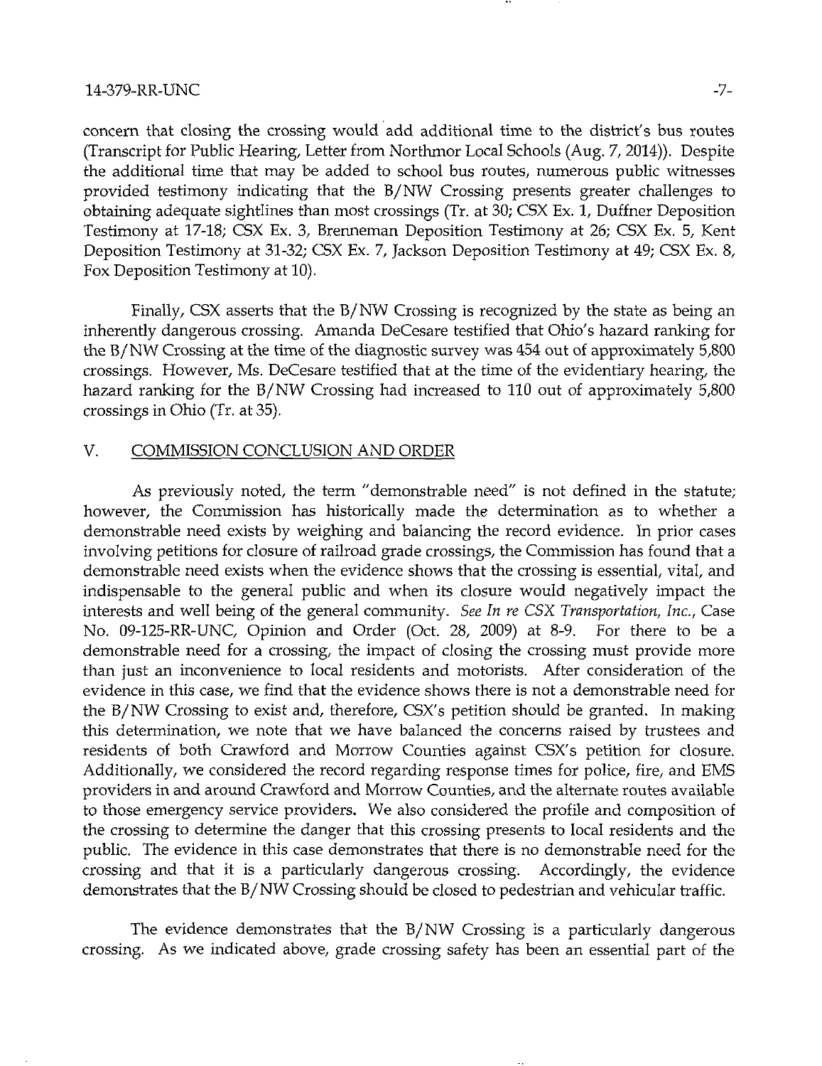concern that closing the crossing would add additional time to the district's bus routes (Transcript for Public Hearing, Letter from Northmor Local Schools (Aug. 7, 2014)). Despite the additional time that may be added to school bus routes, numerous public witnesses provided testimony indicating that the B/NW Crossing presents greater challenges to obtaining adequate sightlines than most crossings (Tr. at 30; CSX Ex. 1, Duffner Deposition Testimony at 17-18; CSX Ex. 3, Brenneman Deposition Testimony at 26; CSX Ex. 5, Kent Deposition Testimony at 31-32; CSX Ex. 7, Jackson Deposition Testimony at 49; CSX Ex. 8, Fox Deposition Testimony at 10).

Finally, CSX asserts that the B/NW Crossing is recognized by the state as being an inherently dangerous crossing. Amanda DeCesare testified that Ohio's hazard ranking for the B/NW Crossing at the time of the diagnostic survey was 454 out of approximately 5,800 crossings. However, Ms. DeCesare testified that at the time of the evidentiary hearing, the hazard ranking for the B/NW Crossing had increased to 110 out of approximately 5,800 crossings in Ohio (Tr. at 35).

## V. COMMISSION CONCLUSION AND ORDER

As previously noted, the term "demonstrable need" is not defined in the statute; however, the Commission has historically made the determination as to whether a demonstrable need exists by weighing and balancing the record evidence. In prior cases involving petitions for closure of railroad grade crossings, the Commission has found that a demonstrable need exists when the evidence shows that the crossing is essential, vital, and indispensable to the general public and when its closure would negatively impact the interests and well being of the general community. *See In re CSX Transportation, Inc.*, Case No. 09-125-RR-UNC, Opinion and Order (Oct. 28, 2009) at 8-9. For there to be a demonstrable need for a crossing, the impact of closing the crossing must provide more than just an inconvenience to local residents and motorists. After consideration of the evidence in this case, we find that the evidence shows there is not a demonstrable need for the B/NW Crossing to exist and, therefore, CSX's petition should be granted. In making this determination, we note that we have balanced the concerns raised by trustees and residents of both Crawford and Morrow Counties against CSX's petition for closure. Additionally, we considered the record regarding response times for police, fire, and EMS providers in and around Crawford and Morrow Counties, and the alternate routes available to those emergency service providers. We also considered the profile and composition of the crossing to determine the danger that this crossing presents to local residents and the public. The evidence in this case demonstrates that there is no demonstrable need for the crossing and that it is a particularly dangerous crossing. Accordingly, the evidence demonstrates that the B/NW Crossing should be closed to pedestrian and vehicular traffic.

The evidence demonstrates that the B/NW Crossing is a particularly dangerous crossing. As we indicated above, grade crossing safety has been an essential part of the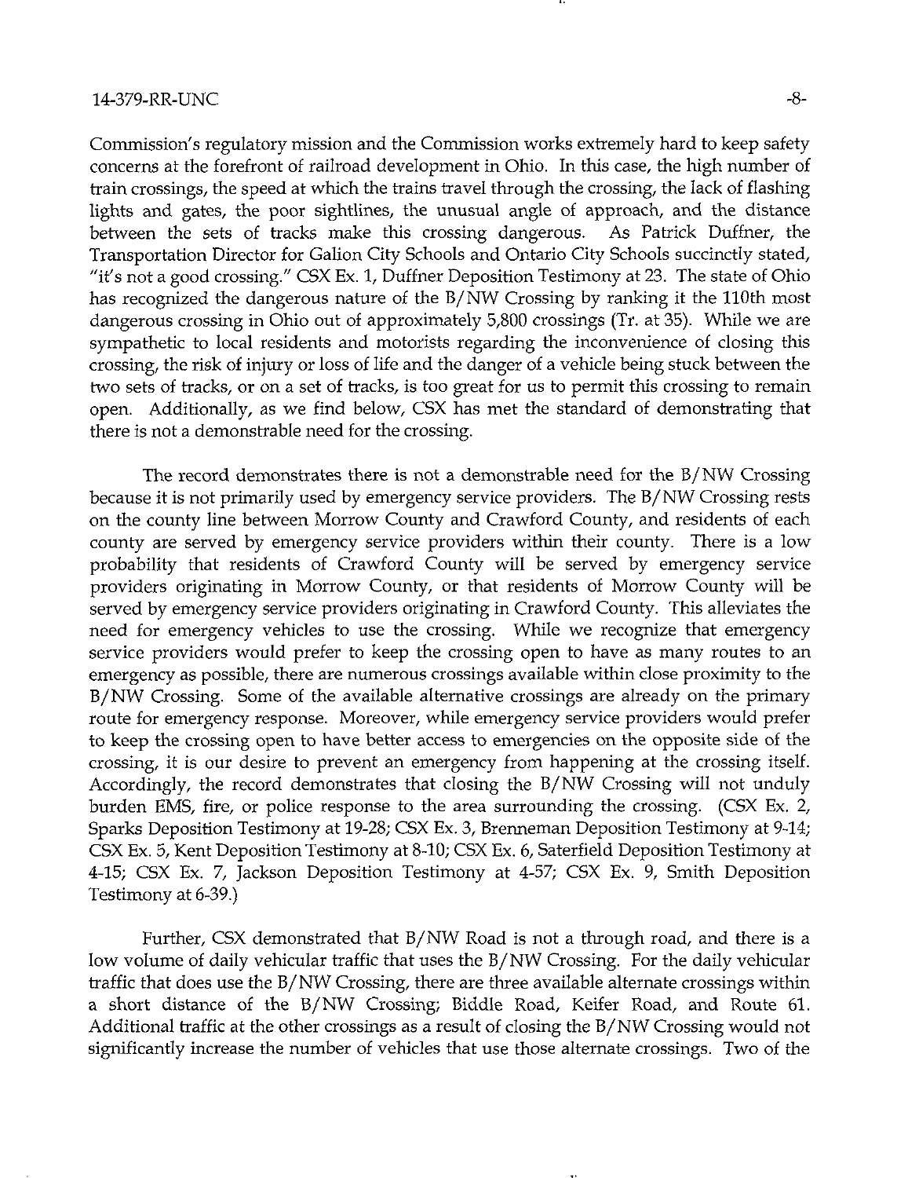Commission's regulatory mission and the Commission works extremely hard to keep safety concerns at the forefront of railroad development in Ohio. In this case, the high number of train crossings, the speed at which the trains travel through the crossing, the lack of flashing lights and gates, the poor sightlines, the unusual angle of approach, and the distance between the sets of tracks make this crossing dangerous. As Patrick Duffner, the Transportation Director for Galion City Schools and Ontario City Schools succinctly stated, "it's not a good crossing." CSX Ex. 1, Duffner Deposition Testimony at 23. The state of Ohio has recognized the dangerous nature of the B/NW Crossing by ranking it the 110th most dangerous crossing in Ohio out of approximately 5,800 crossings (Tr. at 35). While we are sympathetic to local residents and motorists regarding the inconvenience of closing this crossing, the risk of injury or loss of life and the danger of a vehicle being stuck between the two sets of tracks, or on a set of tracks, is too great for us to permit this crossing to remain open. Additionally, as we find below, CSX has met the standard of demonstrating that there is not a demonstrable need for the crossing.

The record demonstrates there is not a demonstrable need for the B/NW Crossing because it is not primarily used by emergency service providers. The B/NW Crossing rests on the county line between Morrow County and Crawford County, and residents of each county are served by emergency service providers within their county. There is a low probability that residents of Crawford County will be served by emergency service providers originating in Morrow County, or that residents of Morrow County will be served by emergency service providers originating in Crawford County. This alleviates the need for emergency vehicles to use the crossing. While we recognize that emergency service providers would prefer to keep the crossing open to have as many routes to an emergency as possible, there are numerous crossings available within close proximity to the B/NW Crossing. Some of the available alternative crossings are already on the primary route for emergency response. Moreover, while emergency service providers would prefer to keep the crossing open to have better access to emergencies on the opposite side of the crossing, it is our desire to prevent an emergency from happening at the crossing itself. Accordingly, the record demonstrates that closing the B/NW Crossing will not unduly burden EMS, fire, or police response to the area surrounding the crossing. (CSX Ex. 2, Sparks Deposition Testimony at 19-28; CSX Ex. 3, Brenneman Deposition Testimony at 9-14; CSX Ex. 5, Kent Deposition Testimony at 8-10; CSX Ex. 6, Saterfield Deposition Testimony at 4-15; CSX Ex. 7, Jackson Deposition Testimony at 4-57; CSX Ex. 9, Smith Deposition Testimony at 6-39.)

Further, CSX demonstrated that B/NW Road is not a through road, and there is a low volume of daily vehicular traffic that uses the B/NW Crossing. For the daily vehicular traffic that does use the B/NW Crossing, there are three available alternate crossings within a short distance of the B/NW Crossing; Biddle Road, Keifer Road, and Route 61. Additional traffic at the other crossings as a result of closing the B/NW Crossing would not significantly increase the number of vehicles that use those alternate crossings. Two of the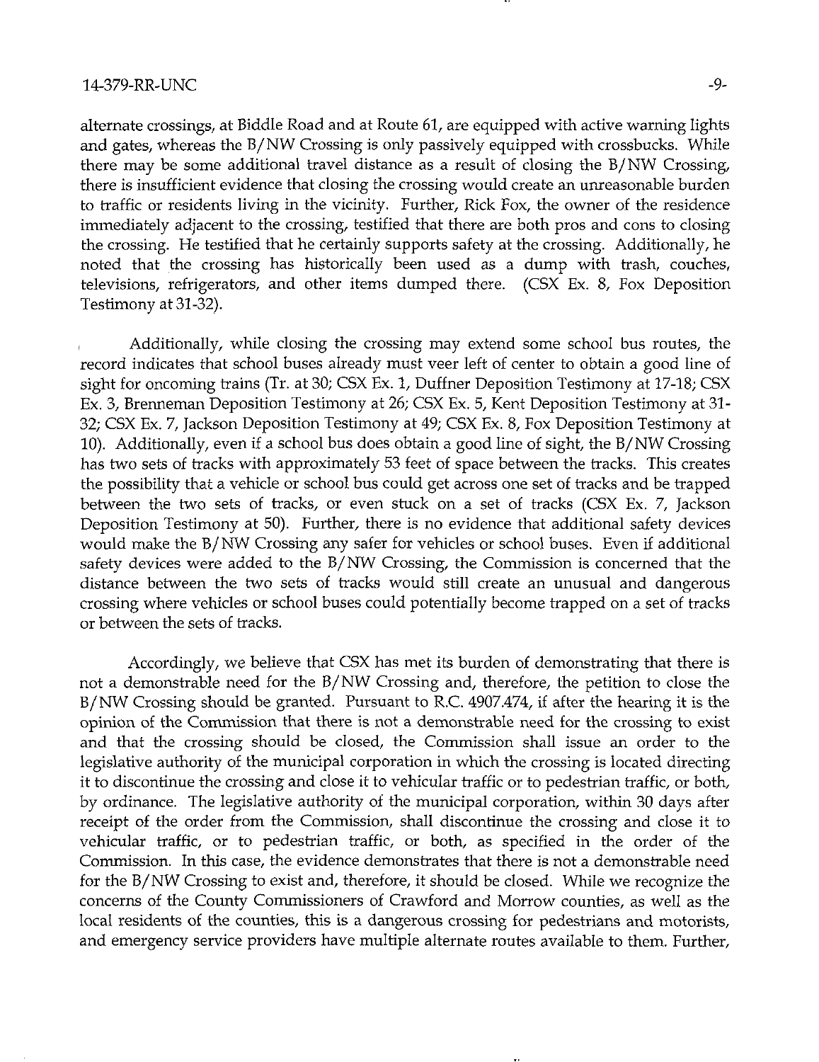alternate crossings, at Biddle Road and at Route 61, are equipped with active warning lights and gates, whereas the B/NW Crossing is only passively equipped with crossbucks. While there may be some additional travel distance as a result of closing the B/NW Crossing, there is insufficient evidence that closing the crossing would create an unreasonable burden to traffic or residents living in the vicinity. Further, Rick Fox, the owner of the residence immediately adjacent to the crossing, testified that there are both pros and cons to closing the crossing. He testified that he certainly supports safety at the crossing. Additionally, he noted that the crossing has historically been used as a dump with trash, couches, televisions, refrigerators, and other items dumped there. (CSX Ex. 8, Fox Deposition Testimony at 31-32).

Additionally, while closing the crossing may extend some school bus routes, the record indicates that school buses already must veer left of center to obtain a good line of sight for oncoming trains (Tr. at 30; CSX Ex. 1, Duffner Deposition Testimony at 17-18; CSX Ex. 3, Brenneman Deposition Testimony at 26; CSX Ex. 5, Kent Deposition Testimony at 31-32; CSX Ex. 7, Jackson Deposition Testimony at 49; CSX Ex. 8, Fox Deposition Testimony at 10). Additionally, even if a school bus does obtain a good line of sight, the B/NW Crossing has two sets of tracks with approximately 53 feet of space between the tracks. This creates the possibility that a vehicle or school bus could get across one set of tracks and be trapped between the two sets of tracks, or even stuck on a set of tracks (CSX Ex. 7, Jackson Deposition Testimony at 50). Further, there is no evidence that additional safety devices would make the B/NW Crossing any safer for vehicles or school buses. Even if additional safety devices were added to the B/NW Crossing, the Commission is concerned that the distance between the two sets of tracks would still create an unusual and dangerous crossing where vehicles or school buses could potentially become trapped on a set of tracks or between the sets of tracks.

Accordingly, we believe that CSX has met its burden of demonstrating that there is not a demonstrable need for the B/NW Crossing and, therefore, the petition to close the B/NW Crossing should be granted. Pursuant to R.C. 4907.474, if after the hearing it is the opinion of the Commission that there is not a demonstrable need for the crossing to exist and that the crossing should be closed, the Commission shall issue an order to the legislative authority of the municipal corporation in which the crossing is located directing it to discontinue the crossing and close it to vehicular traffic or to pedestrian traffic, or both, by ordinance. The legislative authority of the municipal corporation, within 30 days after receipt of the order from the Commission, shall discontinue the crossing and close it to vehicular traffic, or to pedestrian traffic, or both, as specified in the order of the Commission. In this case, the evidence demonstrates that there is not a demonstrable need for the B/NW Crossing to exist and, therefore, it should be closed. While we recognize the concerns of the County Commissioners of Crawford and Morrow counties, as well as the local residents of the counties, this is a dangerous crossing for pedestrians and motorists, and emergency service providers have multiple alternate routes available to them. Further,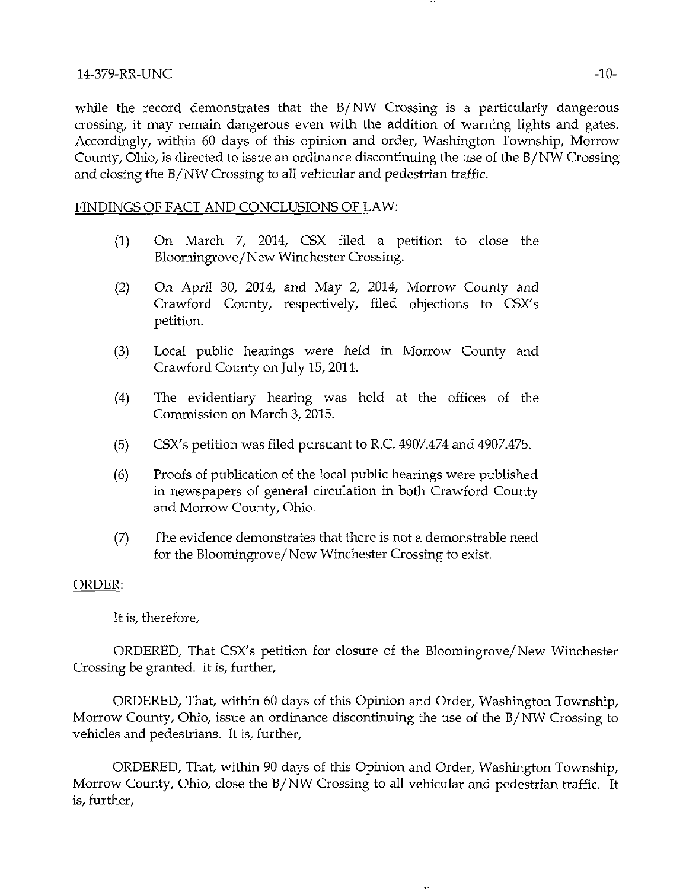while the record demonstrates that the B/NW Crossing is a particularly dangerous crossing, it may remain dangerous even with the addition of warning lights and gates. Accordingly, within 60 days of this opinion and order, Washington Township, Morrow County, Ohio, is directed to issue an ordinance discontinuing the use of the B/NW Crossing and closing the B/NW Crossing to all vehicular and pedestrian traffic.

## FINDINGS OF FACT AND CONCLUSIONS OF LAW:

(1) On March 7, 2014, CSX filed a petition to close the Bloomingrove/New Winchester Crossing.

(2) On April 30, 2014, and May 2, 2014, Morrow County and Crawford County, respectively, filed objections to CSX's petition.

(3) Local public hearings were held in Morrow County and Crawford County on July 15, 2014.

(4) The evidentiary hearing was held at the offices of the Commission on March 3, 2015.

(5) CSX's petition was filed pursuant to R.C. 4907.474 and 4907.475.

(6) Proofs of publication of the local public hearings were published in newspapers of general circulation in both Crawford County and Morrow County, Ohio.

(7) The evidence demonstrates that there is not a demonstrable need for the Bloomingrove/New Winchester Crossing to exist.

## ORDER:

It is, therefore,

ORDERED, That CSX's petition for closure of the Bloomingrove/New Winchester Crossing be granted. It is, further,

ORDERED, That, within 60 days of this Opinion and Order, Washington Township, Morrow County, Ohio, issue an ordinance discontinuing the use of the B/NW Crossing to vehicles and pedestrians. It is, further,

ORDERED, That, within 90 days of this Opinion and Order, Washington Township, Morrow County, Ohio, close the B/NW Crossing to all vehicular and pedestrian traffic. It is, further,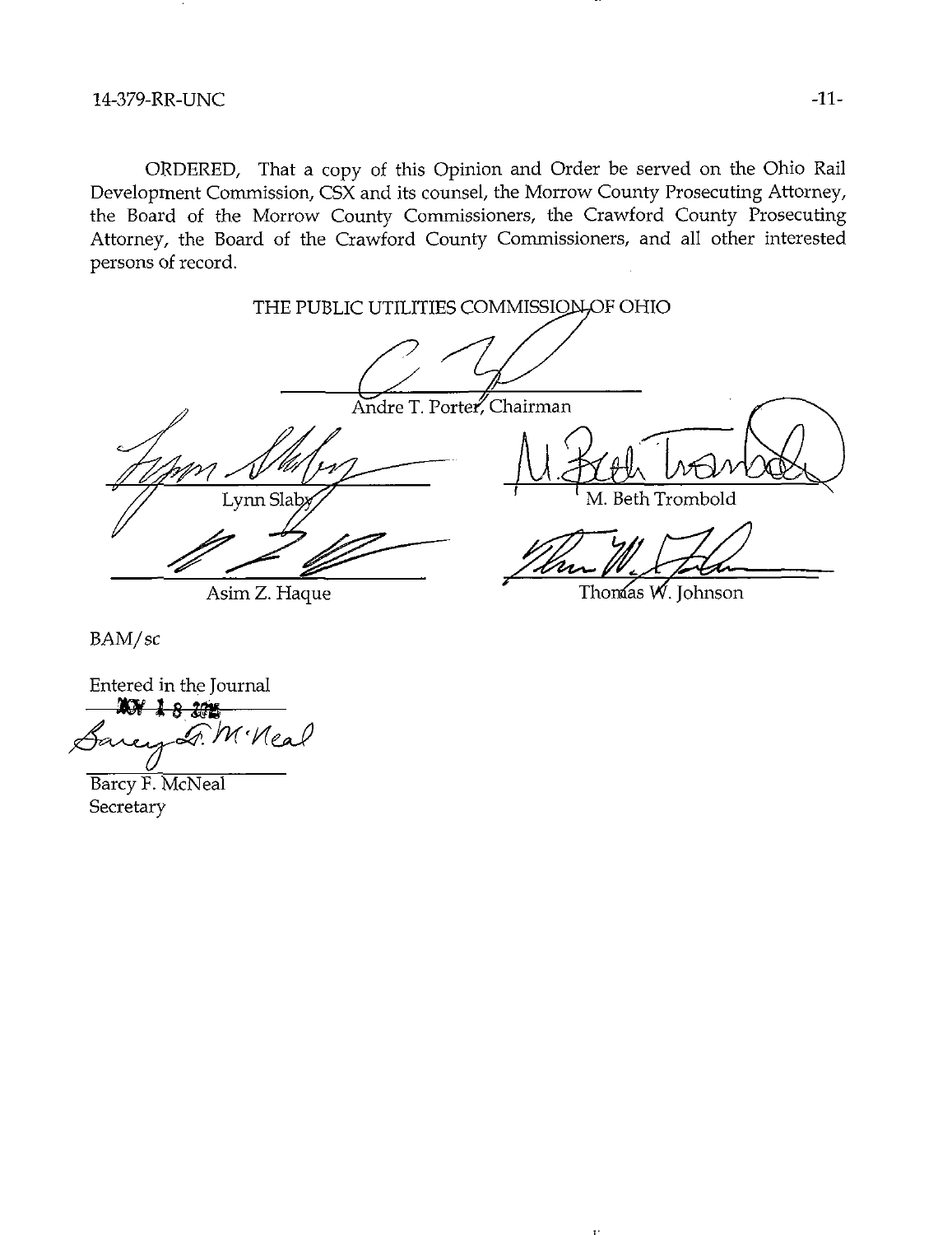ORDERED, That a copy of this Opinion and Order be served on the Ohio Rail Development Commission, CSX and its counsel, the Morrow County Prosecuting Attorney, the Board of the Morrow County Commissioners, the Crawford County Prosecuting Attorney, the Board of the Crawford County Commissioners, and all other interested persons of record.

THE PUBLIC UTILITIES COMMISSION OF OHIO

Andre T. Porter, Chairman

Lynn Slaby

M. Beth Trombold

Asim Z. Haque

Thomas W. Johnson

BAM/sc

Entered in the Journal

NOV 1 8 2015

Barcy F. McNeal
Secretary